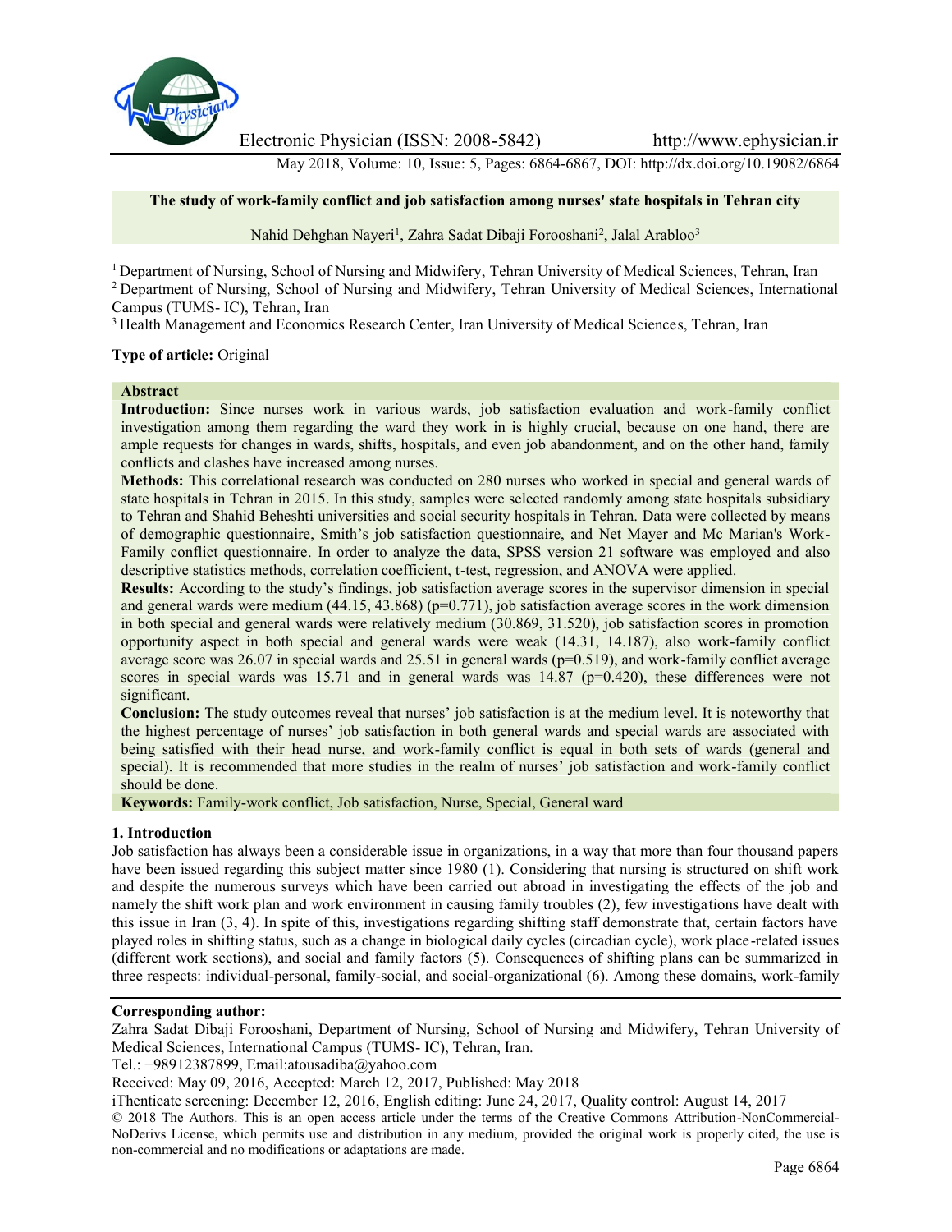# The study of work-family conflict and job satisfaction among nurses' state hospitals in Tehran city

Nahid Dehghan Nayeri[1], Zahra Sadat Dibaji Forooshani[2], Jalal Arabloo[3]

[1] Department of Nursing, School of Nursing and Midwifery, Tehran University of Medical Sciences, Tehran, Iran
[2] Department of Nursing, School of Nursing and Midwifery, Tehran University of Medical Sciences, International Campus (TUMS- IC), Tehran, Iran
[3] Health Management and Economics Research Center, Iran University of Medical Sciences, Tehran, Iran

**Type of article:** Original

## Abstract

**Introduction:** Since nurses work in various wards, job satisfaction evaluation and work-family conflict investigation among them regarding the ward they work in is highly crucial, because on one hand, there are ample requests for changes in wards, shifts, hospitals, and even job abandonment, and on the other hand, family conflicts and clashes have increased among nurses.

**Methods:** This correlational research was conducted on 280 nurses who worked in special and general wards of state hospitals in Tehran in 2015. In this study, samples were selected randomly among state hospitals subsidiary to Tehran and Shahid Beheshti universities and social security hospitals in Tehran. Data were collected by means of demographic questionnaire, Smith's job satisfaction questionnaire, and Net Mayer and Mc Marian's Work-Family conflict questionnaire. In order to analyze the data, SPSS version 21 software was employed and also descriptive statistics methods, correlation coefficient, t-test, regression, and ANOVA were applied.

**Results:** According to the study's findings, job satisfaction average scores in the supervisor dimension in special and general wards were medium (44.15, 43.868) ($p=0.771$), job satisfaction average scores in the work dimension in both special and general wards were relatively medium (30.869, 31.520), job satisfaction scores in promotion opportunity aspect in both special and general wards were weak (14.31, 14.187), also work-family conflict average score was 26.07 in special wards and 25.51 in general wards ($p=0.519$), and work-family conflict average scores in special wards was 15.71 and in general wards was 14.87 ($p=0.420$), these differences were not significant.

**Conclusion:** The study outcomes reveal that nurses' job satisfaction is at the medium level. It is noteworthy that the highest percentage of nurses' job satisfaction in both general wards and special wards are associated with being satisfied with their head nurse, and work-family conflict is equal in both sets of wards (general and special). It is recommended that more studies in the realm of nurses' job satisfaction and work-family conflict should be done.

**Keywords:** Family-work conflict, Job satisfaction, Nurse, Special, General ward

## 1. Introduction

Job satisfaction has always been a considerable issue in organizations, in a way that more than four thousand papers have been issued regarding this subject matter since 1980 (1). Considering that nursing is structured on shift work and despite the numerous surveys which have been carried out abroad in investigating the effects of the job and namely the shift work plan and work environment in causing family troubles (2), few investigations have dealt with this issue in Iran (3, 4). In spite of this, investigations regarding shifting staff demonstrate that, certain factors have played roles in shifting status, such as a change in biological daily cycles (circadian cycle), work place-related issues (different work sections), and social and family factors (5). Consequences of shifting plans can be summarized in three respects: individual-personal, family-social, and social-organizational (6). Among these domains, work-family

**Corresponding author:**
Zahra Sadat Dibaji Forooshani, Department of Nursing, School of Nursing and Midwifery, Tehran University of Medical Sciences, International Campus (TUMS- IC), Tehran, Iran.
Tel.: +98912387899, Email:atousadiba@yahoo.com
Received: May 09, 2016, Accepted: March 12, 2017, Published: May 2018
iThenticate screening: December 12, 2016, English editing: June 24, 2017, Quality control: August 14, 2017
© 2018 The Authors. This is an open access article under the terms of the Creative Commons Attribution-NonCommercial-NoDerivs License, which permits use and distribution in any medium, provided the original work is properly cited, the use is non-commercial and no modifications or adaptations are made.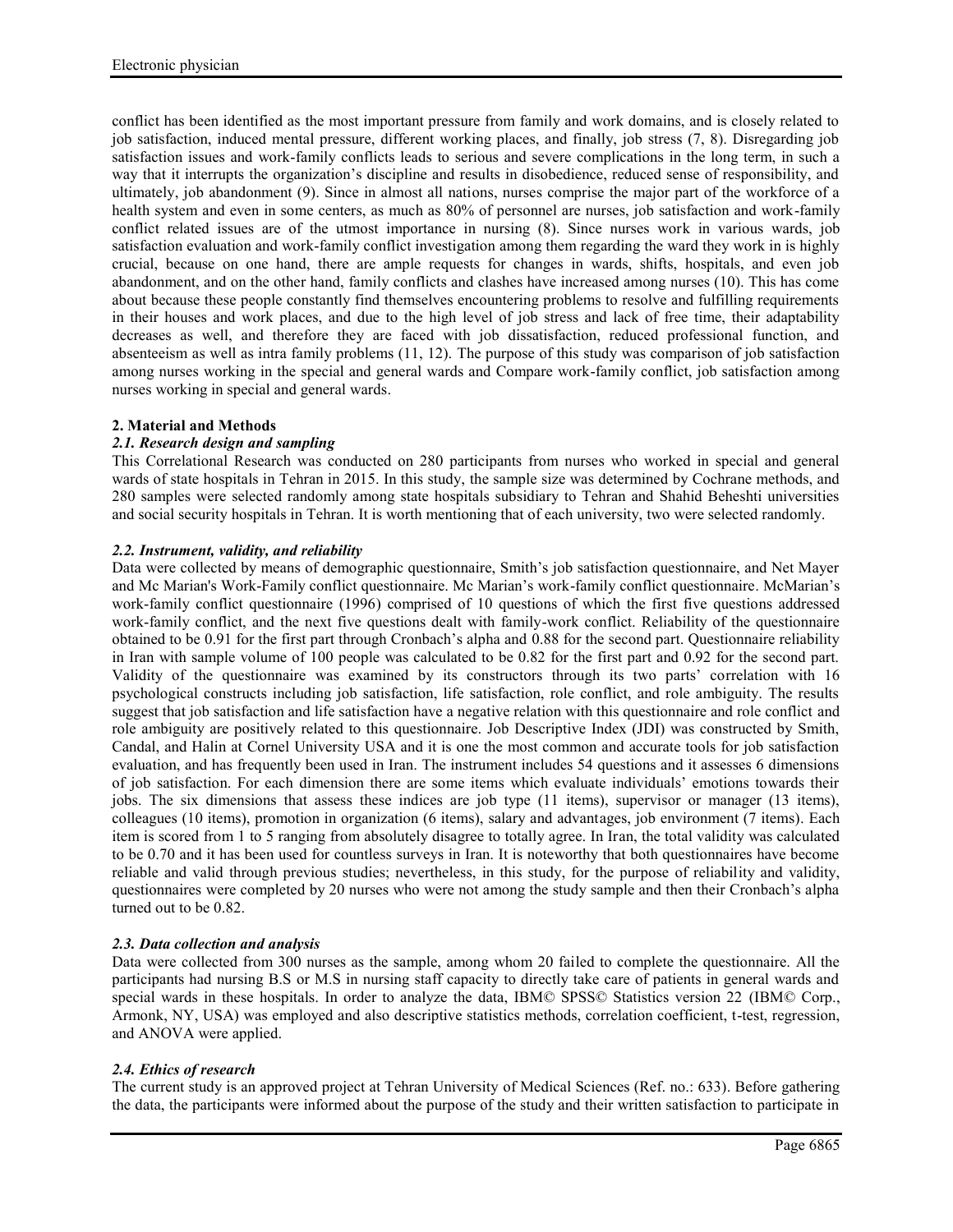conflict has been identified as the most important pressure from family and work domains, and is closely related to job satisfaction, induced mental pressure, different working places, and finally, job stress (7, 8). Disregarding job satisfaction issues and work-family conflicts leads to serious and severe complications in the long term, in such a way that it interrupts the organization's discipline and results in disobedience, reduced sense of responsibility, and ultimately, job abandonment (9). Since in almost all nations, nurses comprise the major part of the workforce of a health system and even in some centers, as much as 80% of personnel are nurses, job satisfaction and work-family conflict related issues are of the utmost importance in nursing (8). Since nurses work in various wards, job satisfaction evaluation and work-family conflict investigation among them regarding the ward they work in is highly crucial, because on one hand, there are ample requests for changes in wards, shifts, hospitals, and even job abandonment, and on the other hand, family conflicts and clashes have increased among nurses (10). This has come about because these people constantly find themselves encountering problems to resolve and fulfilling requirements in their houses and work places, and due to the high level of job stress and lack of free time, their adaptability decreases as well, and therefore they are faced with job dissatisfaction, reduced professional function, and absenteeism as well as intra family problems (11, 12). The purpose of this study was comparison of job satisfaction among nurses working in the special and general wards and Compare work-family conflict, job satisfaction among nurses working in special and general wards.

## 2. Material and Methods

### *2.1. Research design and sampling*

This Correlational Research was conducted on 280 participants from nurses who worked in special and general wards of state hospitals in Tehran in 2015. In this study, the sample size was determined by Cochrane methods, and 280 samples were selected randomly among state hospitals subsidiary to Tehran and Shahid Beheshti universities and social security hospitals in Tehran. It is worth mentioning that of each university, two were selected randomly.

### *2.2. Instrument, validity, and reliability*

Data were collected by means of demographic questionnaire, Smith's job satisfaction questionnaire, and Net Mayer and Mc Marian's Work-Family conflict questionnaire. Mc Marian's work-family conflict questionnaire. McMarian's work-family conflict questionnaire (1996) comprised of 10 questions of which the first five questions addressed work-family conflict, and the next five questions dealt with family-work conflict. Reliability of the questionnaire obtained to be 0.91 for the first part through Cronbach's alpha and 0.88 for the second part. Questionnaire reliability in Iran with sample volume of 100 people was calculated to be 0.82 for the first part and 0.92 for the second part. Validity of the questionnaire was examined by its constructors through its two parts' correlation with 16 psychological constructs including job satisfaction, life satisfaction, role conflict, and role ambiguity. The results suggest that job satisfaction and life satisfaction have a negative relation with this questionnaire and role conflict and role ambiguity are positively related to this questionnaire. Job Descriptive Index (JDI) was constructed by Smith, Candal, and Halin at Cornel University USA and it is one the most common and accurate tools for job satisfaction evaluation, and has frequently been used in Iran. The instrument includes 54 questions and it assesses 6 dimensions of job satisfaction. For each dimension there are some items which evaluate individuals' emotions towards their jobs. The six dimensions that assess these indices are job type (11 items), supervisor or manager (13 items), colleagues (10 items), promotion in organization (6 items), salary and advantages, job environment (7 items). Each item is scored from 1 to 5 ranging from absolutely disagree to totally agree. In Iran, the total validity was calculated to be 0.70 and it has been used for countless surveys in Iran. It is noteworthy that both questionnaires have become reliable and valid through previous studies; nevertheless, in this study, for the purpose of reliability and validity, questionnaires were completed by 20 nurses who were not among the study sample and then their Cronbach's alpha turned out to be 0.82.

### *2.3. Data collection and analysis*

Data were collected from 300 nurses as the sample, among whom 20 failed to complete the questionnaire. All the participants had nursing B.S or M.S in nursing staff capacity to directly take care of patients in general wards and special wards in these hospitals. In order to analyze the data, IBM© SPSS© Statistics version 22 (IBM© Corp., Armonk, NY, USA) was employed and also descriptive statistics methods, correlation coefficient, t-test, regression, and ANOVA were applied.

### *2.4. Ethics of research*

The current study is an approved project at Tehran University of Medical Sciences (Ref. no.: 633). Before gathering the data, the participants were informed about the purpose of the study and their written satisfaction to participate in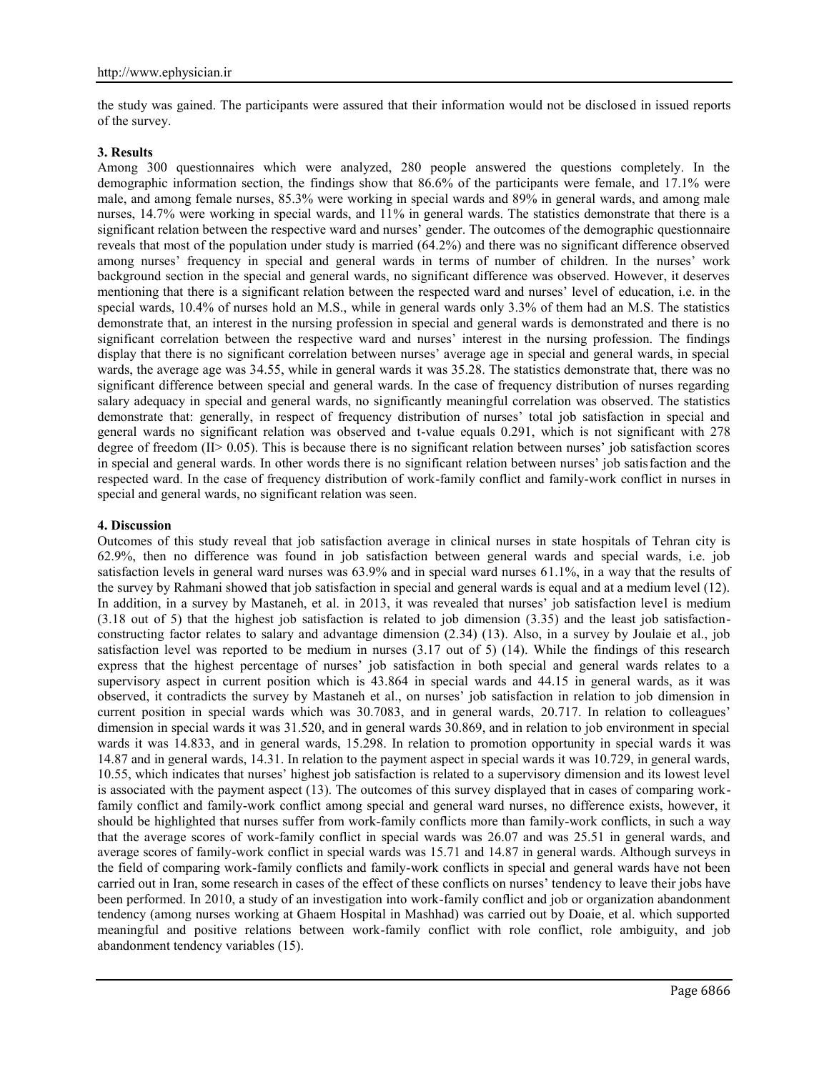the study was gained. The participants were assured that their information would not be disclosed in issued reports of the survey.

## 3. Results

Among 300 questionnaires which were analyzed, 280 people answered the questions completely. In the demographic information section, the findings show that 86.6% of the participants were female, and 17.1% were male, and among female nurses, 85.3% were working in special wards and 89% in general wards, and among male nurses, 14.7% were working in special wards, and 11% in general wards. The statistics demonstrate that there is a significant relation between the respective ward and nurses' gender. The outcomes of the demographic questionnaire reveals that most of the population under study is married (64.2%) and there was no significant difference observed among nurses' frequency in special and general wards in terms of number of children. In the nurses' work background section in the special and general wards, no significant difference was observed. However, it deserves mentioning that there is a significant relation between the respected ward and nurses' level of education, i.e. in the special wards, 10.4% of nurses hold an M.S., while in general wards only 3.3% of them had an M.S. The statistics demonstrate that, an interest in the nursing profession in special and general wards is demonstrated and there is no significant correlation between the respective ward and nurses' interest in the nursing profession. The findings display that there is no significant correlation between nurses' average age in special and general wards, in special wards, the average age was 34.55, while in general wards it was 35.28. The statistics demonstrate that, there was no significant difference between special and general wards. In the case of frequency distribution of nurses regarding salary adequacy in special and general wards, no significantly meaningful correlation was observed. The statistics demonstrate that: generally, in respect of frequency distribution of nurses' total job satisfaction in special and general wards no significant relation was observed and t-value equals 0.291, which is not significant with 278 degree of freedom (II> 0.05). This is because there is no significant relation between nurses' job satisfaction scores in special and general wards. In other words there is no significant relation between nurses' job satisfaction and the respected ward. In the case of frequency distribution of work-family conflict and family-work conflict in nurses in special and general wards, no significant relation was seen.

## 4. Discussion

Outcomes of this study reveal that job satisfaction average in clinical nurses in state hospitals of Tehran city is 62.9%, then no difference was found in job satisfaction between general wards and special wards, i.e. job satisfaction levels in general ward nurses was 63.9% and in special ward nurses 61.1%, in a way that the results of the survey by Rahmani showed that job satisfaction in special and general wards is equal and at a medium level (12). In addition, in a survey by Mastaneh, et al. in 2013, it was revealed that nurses' job satisfaction level is medium (3.18 out of 5) that the highest job satisfaction is related to job dimension (3.35) and the least job satisfaction-constructing factor relates to salary and advantage dimension (2.34) (13). Also, in a survey by Joulaie et al., job satisfaction level was reported to be medium in nurses (3.17 out of 5) (14). While the findings of this research express that the highest percentage of nurses' job satisfaction in both special and general wards relates to a supervisory aspect in current position which is 43.864 in special wards and 44.15 in general wards, as it was observed, it contradicts the survey by Mastaneh et al., on nurses' job satisfaction in relation to job dimension in current position in special wards which was 30.7083, and in general wards, 20.717. In relation to colleagues' dimension in special wards it was 31.520, and in general wards 30.869, and in relation to job environment in special wards it was 14.833, and in general wards, 15.298. In relation to promotion opportunity in special wards it was 14.87 and in general wards, 14.31. In relation to the payment aspect in special wards it was 10.729, in general wards, 10.55, which indicates that nurses' highest job satisfaction is related to a supervisory dimension and its lowest level is associated with the payment aspect (13). The outcomes of this survey displayed that in cases of comparing work-family conflict and family-work conflict among special and general ward nurses, no difference exists, however, it should be highlighted that nurses suffer from work-family conflicts more than family-work conflicts, in such a way that the average scores of work-family conflict in special wards was 26.07 and was 25.51 in general wards, and average scores of family-work conflict in special wards was 15.71 and 14.87 in general wards. Although surveys in the field of comparing work-family conflicts and family-work conflicts in special and general wards have not been carried out in Iran, some research in cases of the effect of these conflicts on nurses' tendency to leave their jobs have been performed. In 2010, a study of an investigation into work-family conflict and job or organization abandonment tendency (among nurses working at Ghaem Hospital in Mashhad) was carried out by Doaie, et al. which supported meaningful and positive relations between work-family conflict with role conflict, role ambiguity, and job abandonment tendency variables (15).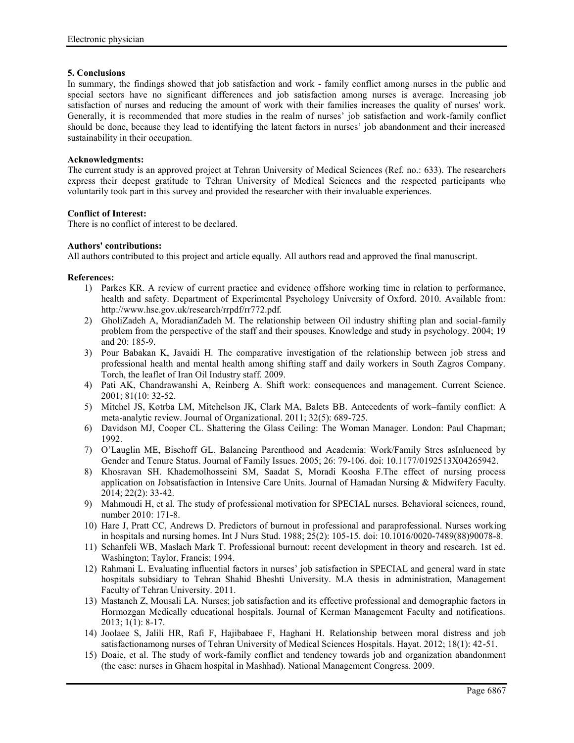## 5. Conclusions

In summary, the findings showed that job satisfaction and work - family conflict among nurses in the public and special sectors have no significant differences and job satisfaction among nurses is average. Increasing job satisfaction of nurses and reducing the amount of work with their families increases the quality of nurses' work. Generally, it is recommended that more studies in the realm of nurses' job satisfaction and work-family conflict should be done, because they lead to identifying the latent factors in nurses' job abandonment and their increased sustainability in their occupation.

**Acknowledgments:**

The current study is an approved project at Tehran University of Medical Sciences (Ref. no.: 633). The researchers express their deepest gratitude to Tehran University of Medical Sciences and the respected participants who voluntarily took part in this survey and provided the researcher with their invaluable experiences.

**Conflict of Interest:**

There is no conflict of interest to be declared.

**Authors' contributions:**

All authors contributed to this project and article equally. All authors read and approved the final manuscript.

**References:**

1) Parkes KR. A review of current practice and evidence offshore working time in relation to performance, health and safety. Department of Experimental Psychology University of Oxford. 2010. Available from: http://www.hse.gov.uk/research/rrpdf/rr772.pdf.
2) GholiZadeh A, MoradianZadeh M. The relationship between Oil industry shifting plan and social-family problem from the perspective of the staff and their spouses. Knowledge and study in psychology. 2004; 19 and 20: 185-9.
3) Pour Babakan K, Javaidi H. The comparative investigation of the relationship between job stress and professional health and mental health among shifting staff and daily workers in South Zagros Company. Torch, the leaflet of Iran Oil Industry staff. 2009.
4) Pati AK, Chandrawanshi A, Reinberg A. Shift work: consequences and management. Current Science. 2001; 81(10: 32-52.
5) Mitchel JS, Kotrba LM, Mitchelson JK, Clark MA, Balets BB. Antecedents of work–family conflict: A meta-analytic review. Journal of Organizational. 2011; 32(5): 689-725.
6) Davidson MJ, Cooper CL. Shattering the Glass Ceiling: The Woman Manager. London: Paul Chapman; 1992.
7) O'Lauglin ME, Bischoff GL. Balancing Parenthood and Academia: Work/Family Stres asInluenced by Gender and Tenure Status. Journal of Family Issues. 2005; 26: 79-106. doi: 10.1177/0192513X04265942.
8) Khosravan SH. Khademolhosseini SM, Saadat S, Moradi Koosha F.The effect of nursing process application on Jobsatisfaction in Intensive Care Units. Journal of Hamadan Nursing & Midwifery Faculty. 2014; 22(2): 33-42.
9) Mahmoudi H, et al. The study of professional motivation for SPECIAL nurses. Behavioral sciences, round, number 2010: 171-8.
10) Hare J, Pratt CC, Andrews D. Predictors of burnout in professional and paraprofessional. Nurses working in hospitals and nursing homes. Int J Nurs Stud. 1988; 25(2): 105-15. doi: 10.1016/0020-7489(88)90078-8.
11) Schanfeli WB, Maslach Mark T. Professional burnout: recent development in theory and research. 1st ed. Washington; Taylor, Francis; 1994.
12) Rahmani L. Evaluating influential factors in nurses' job satisfaction in SPECIAL and general ward in state hospitals subsidiary to Tehran Shahid Bheshti University. M.A thesis in administration, Management Faculty of Tehran University. 2011.
13) Mastaneh Z, Mousali LA. Nurses; job satisfaction and its effective professional and demographic factors in Hormozgan Medically educational hospitals. Journal of Kerman Management Faculty and notifications. 2013; 1(1): 8-17.
14) Joolaee S, Jalili HR, Rafi F, Hajibabaee F, Haghani H. Relationship between moral distress and job satisfactionamong nurses of Tehran University of Medical Sciences Hospitals. Hayat. 2012; 18(1): 42-51.
15) Doaie, et al. The study of work-family conflict and tendency towards job and organization abandonment (the case: nurses in Ghaem hospital in Mashhad). National Management Congress. 2009.